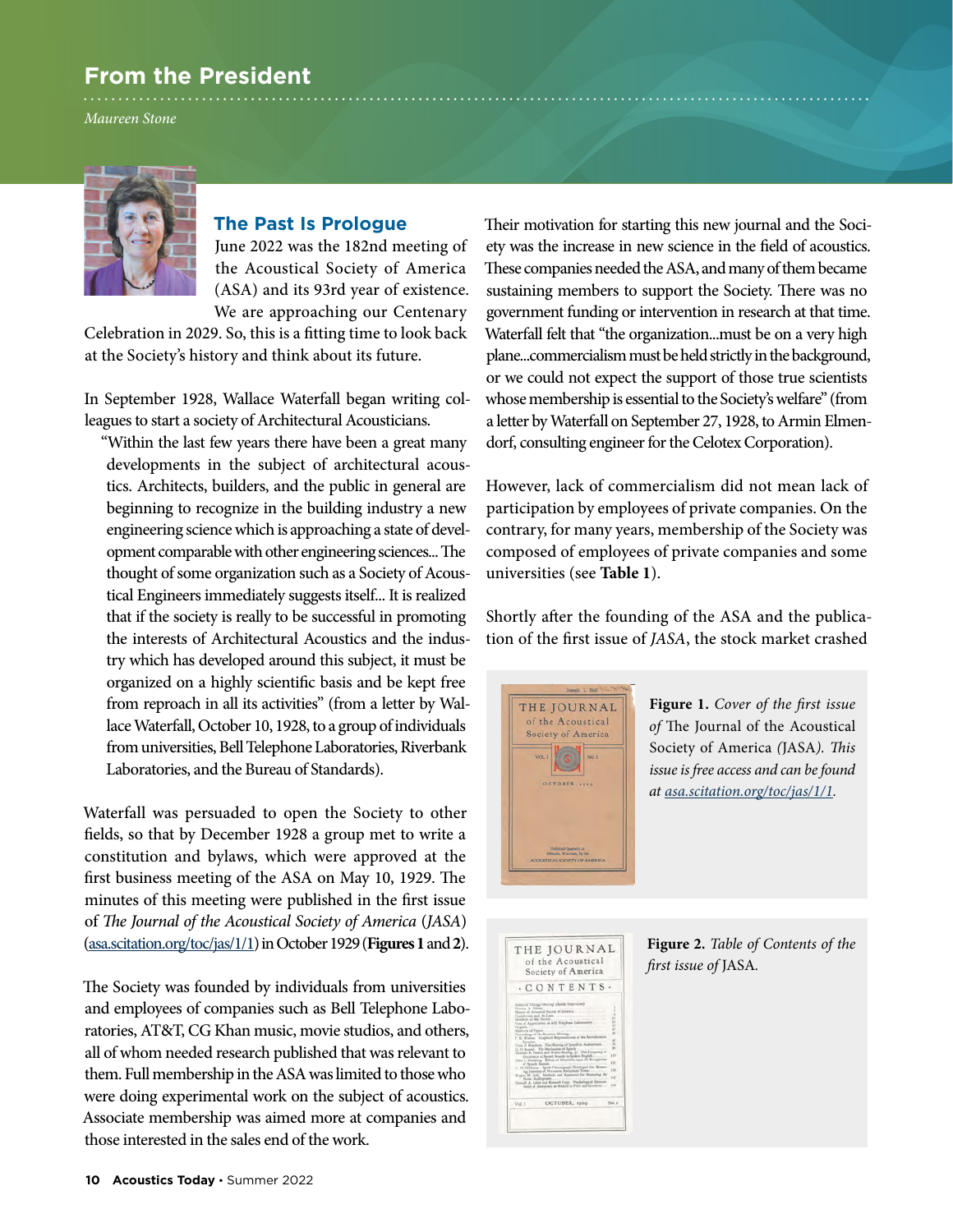## From the President

*Maureen Stone*

### The Past Is Prologue

June 2022 was the 182nd meeting of the Acoustical Society of America (ASA) and its 93rd year of existence. We are approaching our Centenary Celebration in 2029. So, this is a fitting time to look back at the Society's history and think about its future.

In September 1928, Wallace Waterfall began writing colleagues to start a society of Architectural Acousticians.

> "Within the last few years there have been a great many developments in the subject of architectural acoustics. Architects, builders, and the public in general are beginning to recognize in the building industry a new engineering science which is approaching a state of development comparable with other engineering sciences... The thought of some organization such as a Society of Acoustical Engineers immediately suggests itself... It is realized that if the society is really to be successful in promoting the interests of Architectural Acoustics and the industry which has developed around this subject, it must be organized on a highly scientific basis and be kept free from reproach in all its activities" (from a letter by Wallace Waterfall, October 10, 1928, to a group of individuals from universities, Bell Telephone Laboratories, Riverbank Laboratories, and the Bureau of Standards).

Waterfall was persuaded to open the Society to other fields, so that by December 1928 a group met to write a constitution and bylaws, which were approved at the first business meeting of the ASA on May 10, 1929. The minutes of this meeting were published in the first issue of *The Journal of the Acoustical Society of America* (*JASA*) (asa.scitation.org/toc/jas/1/1) in October 1929 (**Figures 1** and **2**).

The Society was founded by individuals from universities and employees of companies such as Bell Telephone Laboratories, AT&T, CG Khan music, movie studios, and others, all of whom needed research published that was relevant to them. Full membership in the ASA was limited to those who were doing experimental work on the subject of acoustics. Associate membership was aimed more at companies and those interested in the sales end of the work.

Their motivation for starting this new journal and the Society was the increase in new science in the field of acoustics. These companies needed the ASA, and many of them became sustaining members to support the Society. There was no government funding or intervention in research at that time. Waterfall felt that "the organization...must be on a very high plane...commercialism must be held strictly in the background, or we could not expect the support of those true scientists whose membership is essential to the Society's welfare" (from a letter by Waterfall on September 27, 1928, to Armin Elmendorf, consulting engineer for the Celotex Corporation).

However, lack of commercialism did not mean lack of participation by employees of private companies. On the contrary, for many years, membership of the Society was composed of employees of private companies and some universities (see **Table 1**).

Shortly after the founding of the ASA and the publication of the first issue of *JASA*, the stock market crashed

**Figure 1.** *Cover of the first issue of* The Journal of the Acoustical Society of America *(JASA). This issue is free access and can be found at asa.scitation.org/toc/jas/1/1.*

**Figure 2.** *Table of Contents of the first issue of* JASA.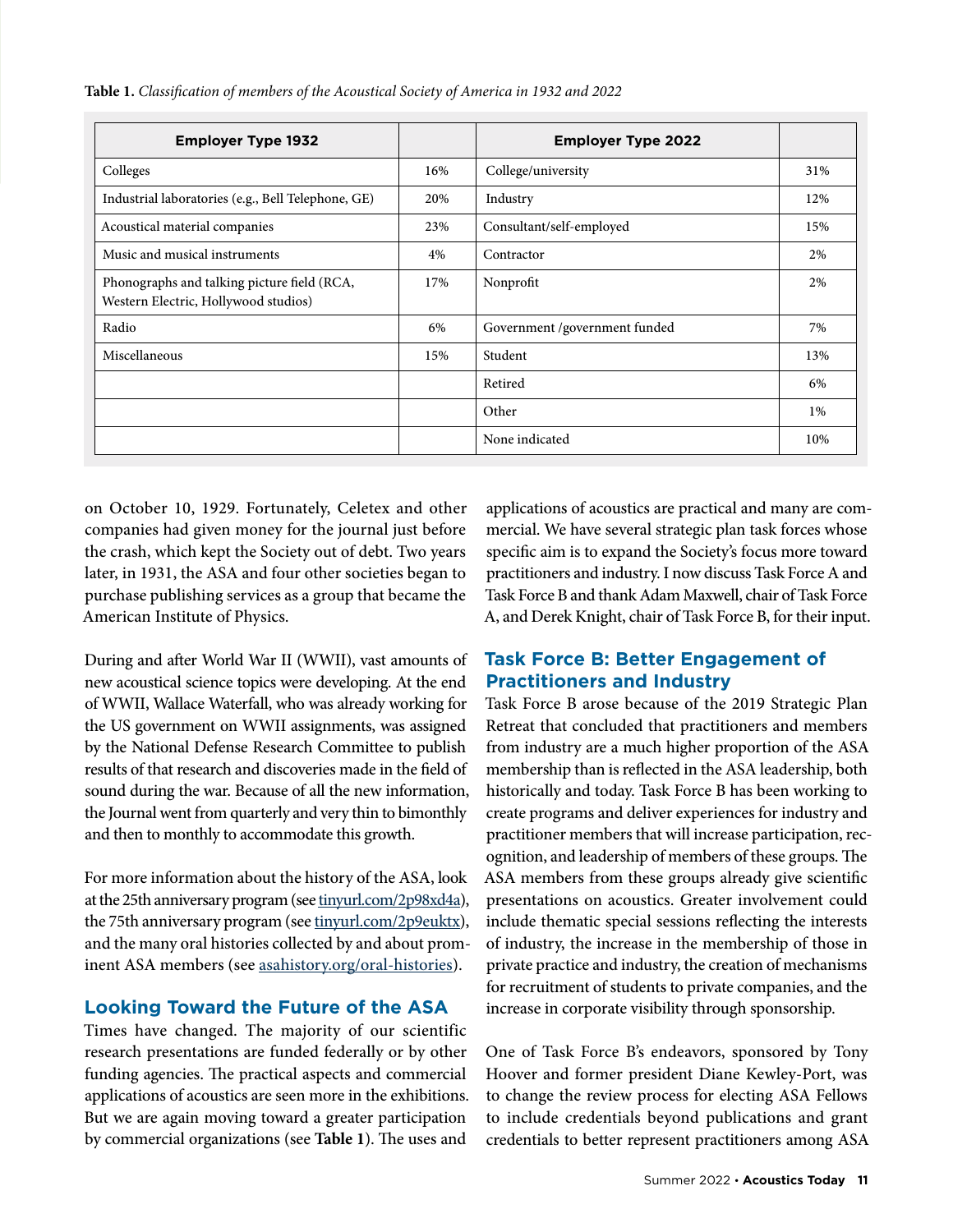**Table 1.** *Classification of members of the Acoustical Society of America in 1932 and 2022*

| Employer Type 1932 | | Employer Type 2022 | |
|---|---|---|---|
| Colleges | 16% | College/university | 31% |
| Industrial laboratories (e.g., Bell Telephone, GE) | 20% | Industry | 12% |
| Acoustical material companies | 23% | Consultant/self-employed | 15% |
| Music and musical instruments | 4% | Contractor | 2% |
| Phonographs and talking picture field (RCA, Western Electric, Hollywood studios) | 17% | Nonprofit | 2% |
| Radio | 6% | Government /government funded | 7% |
| Miscellaneous | 15% | Student | 13% |
| | | Retired | 6% |
| | | Other | 1% |
| | | None indicated | 10% |

on October 10, 1929. Fortunately, Celetex and other companies had given money for the journal just before the crash, which kept the Society out of debt. Two years later, in 1931, the ASA and four other societies began to purchase publishing services as a group that became the American Institute of Physics.

During and after World War II (WWII), vast amounts of new acoustical science topics were developing. At the end of WWII, Wallace Waterfall, who was already working for the US government on WWII assignments, was assigned by the National Defense Research Committee to publish results of that research and discoveries made in the field of sound during the war. Because of all the new information, the Journal went from quarterly and very thin to bimonthly and then to monthly to accommodate this growth.

For more information about the history of the ASA, look at the 25th anniversary program (see tinyurl.com/2p98xd4a), the 75th anniversary program (see tinyurl.com/2p9euktx), and the many oral histories collected by and about prominent ASA members (see asahistory.org/oral-histories).

## Looking Toward the Future of the ASA

Times have changed. The majority of our scientific research presentations are funded federally or by other funding agencies. The practical aspects and commercial applications of acoustics are seen more in the exhibitions. But we are again moving toward a greater participation by commercial organizations (see **Table 1**). The uses and applications of acoustics are practical and many are commercial. We have several strategic plan task forces whose specific aim is to expand the Society's focus more toward practitioners and industry. I now discuss Task Force A and Task Force B and thank Adam Maxwell, chair of Task Force A, and Derek Knight, chair of Task Force B, for their input.

## Task Force B: Better Engagement of Practitioners and Industry

Task Force B arose because of the 2019 Strategic Plan Retreat that concluded that practitioners and members from industry are a much higher proportion of the ASA membership than is reflected in the ASA leadership, both historically and today. Task Force B has been working to create programs and deliver experiences for industry and practitioner members that will increase participation, recognition, and leadership of members of these groups. The ASA members from these groups already give scientific presentations on acoustics. Greater involvement could include thematic special sessions reflecting the interests of industry, the increase in the membership of those in private practice and industry, the creation of mechanisms for recruitment of students to private companies, and the increase in corporate visibility through sponsorship.

One of Task Force B's endeavors, sponsored by Tony Hoover and former president Diane Kewley-Port, was to change the review process for electing ASA Fellows to include credentials beyond publications and grant credentials to better represent practitioners among ASA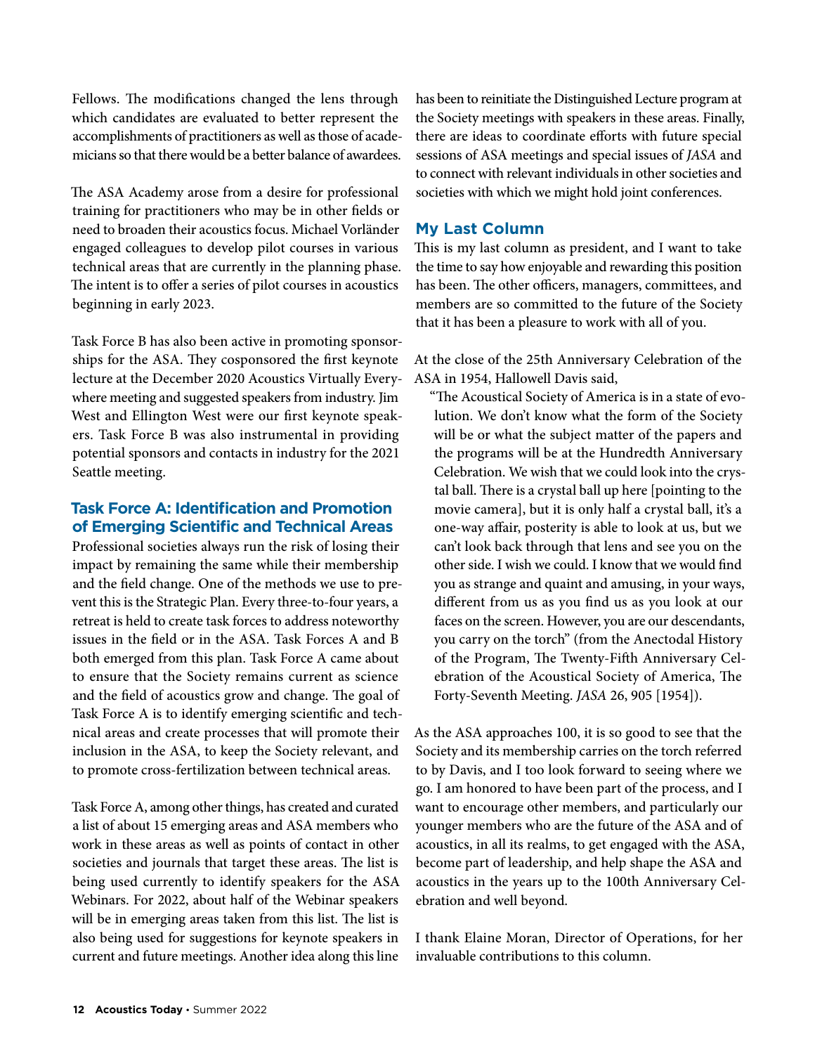Fellows. The modifications changed the lens through which candidates are evaluated to better represent the accomplishments of practitioners as well as those of academicians so that there would be a better balance of awardees.

The ASA Academy arose from a desire for professional training for practitioners who may be in other fields or need to broaden their acoustics focus. Michael Vorländer engaged colleagues to develop pilot courses in various technical areas that are currently in the planning phase. The intent is to offer a series of pilot courses in acoustics beginning in early 2023.

Task Force B has also been active in promoting sponsorships for the ASA. They cosponsored the first keynote lecture at the December 2020 Acoustics Virtually Everywhere meeting and suggested speakers from industry. Jim West and Ellington West were our first keynote speakers. Task Force B was also instrumental in providing potential sponsors and contacts in industry for the 2021 Seattle meeting.

## Task Force A: Identification and Promotion of Emerging Scientific and Technical Areas

Professional societies always run the risk of losing their impact by remaining the same while their membership and the field change. One of the methods we use to prevent this is the Strategic Plan. Every three-to-four years, a retreat is held to create task forces to address noteworthy issues in the field or in the ASA. Task Forces A and B both emerged from this plan. Task Force A came about to ensure that the Society remains current as science and the field of acoustics grow and change. The goal of Task Force A is to identify emerging scientific and technical areas and create processes that will promote their inclusion in the ASA, to keep the Society relevant, and to promote cross-fertilization between technical areas.

Task Force A, among other things, has created and curated a list of about 15 emerging areas and ASA members who work in these areas as well as points of contact in other societies and journals that target these areas. The list is being used currently to identify speakers for the ASA Webinars. For 2022, about half of the Webinar speakers will be in emerging areas taken from this list. The list is also being used for suggestions for keynote speakers in current and future meetings. Another idea along this line has been to reinitiate the Distinguished Lecture program at the Society meetings with speakers in these areas. Finally, there are ideas to coordinate efforts with future special sessions of ASA meetings and special issues of *JASA* and to connect with relevant individuals in other societies and societies with which we might hold joint conferences.

## My Last Column

This is my last column as president, and I want to take the time to say how enjoyable and rewarding this position has been. The other officers, managers, committees, and members are so committed to the future of the Society that it has been a pleasure to work with all of you.

At the close of the 25th Anniversary Celebration of the ASA in 1954, Hallowell Davis said,

> "The Acoustical Society of America is in a state of evolution. We don't know what the form of the Society will be or what the subject matter of the papers and the programs will be at the Hundredth Anniversary Celebration. We wish that we could look into the crystal ball. There is a crystal ball up here [pointing to the movie camera], but it is only half a crystal ball, it's a one-way affair, posterity is able to look at us, but we can't look back through that lens and see you on the other side. I wish we could. I know that we would find you as strange and quaint and amusing, in your ways, different from us as you find us as you look at our faces on the screen. However, you are our descendants, you carry on the torch" (from the Anectodal History of the Program, The Twenty-Fifth Anniversary Celebration of the Acoustical Society of America, The Forty-Seventh Meeting. *JASA* 26, 905 [1954]).

As the ASA approaches 100, it is so good to see that the Society and its membership carries on the torch referred to by Davis, and I too look forward to seeing where we go. I am honored to have been part of the process, and I want to encourage other members, and particularly our younger members who are the future of the ASA and of acoustics, in all its realms, to get engaged with the ASA, become part of leadership, and help shape the ASA and acoustics in the years up to the 100th Anniversary Celebration and well beyond.

I thank Elaine Moran, Director of Operations, for her invaluable contributions to this column.